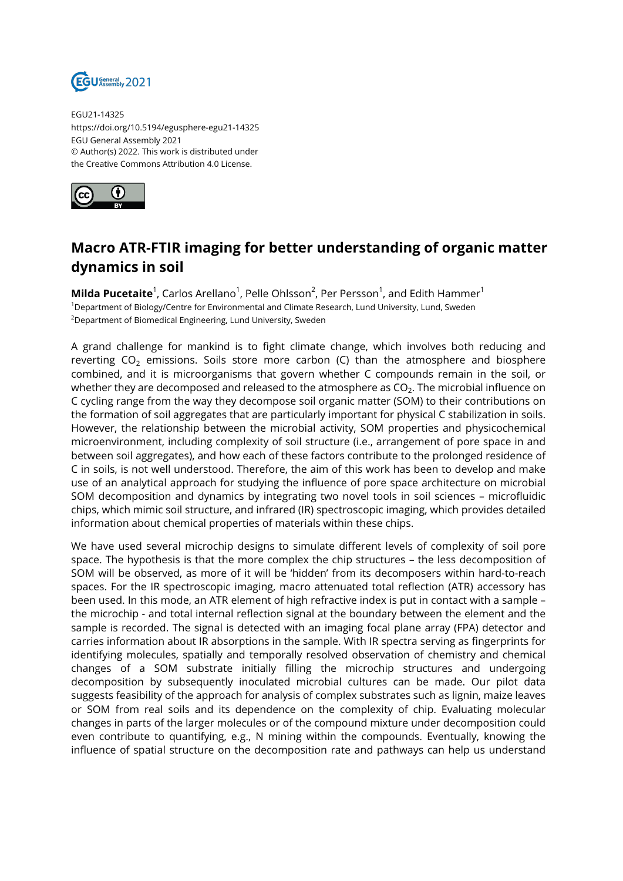EGU21-14325
https://doi.org/10.5194/egusphere-egu21-14325
EGU General Assembly 2021
© Author(s) 2022. This work is distributed under
the Creative Commons Attribution 4.0 License.

# Macro ATR-FTIR imaging for better understanding of organic matter dynamics in soil

**Milda Pucetaite**[1], Carlos Arellano[1], Pelle Ohlsson[2], Per Persson[1], and Edith Hammer[1]

[1]Department of Biology/Centre for Environmental and Climate Research, Lund University, Lund, Sweden
[2]Department of Biomedical Engineering, Lund University, Sweden

A grand challenge for mankind is to fight climate change, which involves both reducing and reverting $CO_2$ emissions. Soils store more carbon (C) than the atmosphere and biosphere combined, and it is microorganisms that govern whether C compounds remain in the soil, or whether they are decomposed and released to the atmosphere as $CO_2$. The microbial influence on C cycling range from the way they decompose soil organic matter (SOM) to their contributions on the formation of soil aggregates that are particularly important for physical C stabilization in soils. However, the relationship between the microbial activity, SOM properties and physicochemical microenvironment, including complexity of soil structure (i.e., arrangement of pore space in and between soil aggregates), and how each of these factors contribute to the prolonged residence of C in soils, is not well understood. Therefore, the aim of this work has been to develop and make use of an analytical approach for studying the influence of pore space architecture on microbial SOM decomposition and dynamics by integrating two novel tools in soil sciences – microfluidic chips, which mimic soil structure, and infrared (IR) spectroscopic imaging, which provides detailed information about chemical properties of materials within these chips.

We have used several microchip designs to simulate different levels of complexity of soil pore space. The hypothesis is that the more complex the chip structures – the less decomposition of SOM will be observed, as more of it will be 'hidden' from its decomposers within hard-to-reach spaces. For the IR spectroscopic imaging, macro attenuated total reflection (ATR) accessory has been used. In this mode, an ATR element of high refractive index is put in contact with a sample – the microchip - and total internal reflection signal at the boundary between the element and the sample is recorded. The signal is detected with an imaging focal plane array (FPA) detector and carries information about IR absorptions in the sample. With IR spectra serving as fingerprints for identifying molecules, spatially and temporally resolved observation of chemistry and chemical changes of a SOM substrate initially filling the microchip structures and undergoing decomposition by subsequently inoculated microbial cultures can be made. Our pilot data suggests feasibility of the approach for analysis of complex substrates such as lignin, maize leaves or SOM from real soils and its dependence on the complexity of chip. Evaluating molecular changes in parts of the larger molecules or of the compound mixture under decomposition could even contribute to quantifying, e.g., N mining within the compounds. Eventually, knowing the influence of spatial structure on the decomposition rate and pathways can help us understand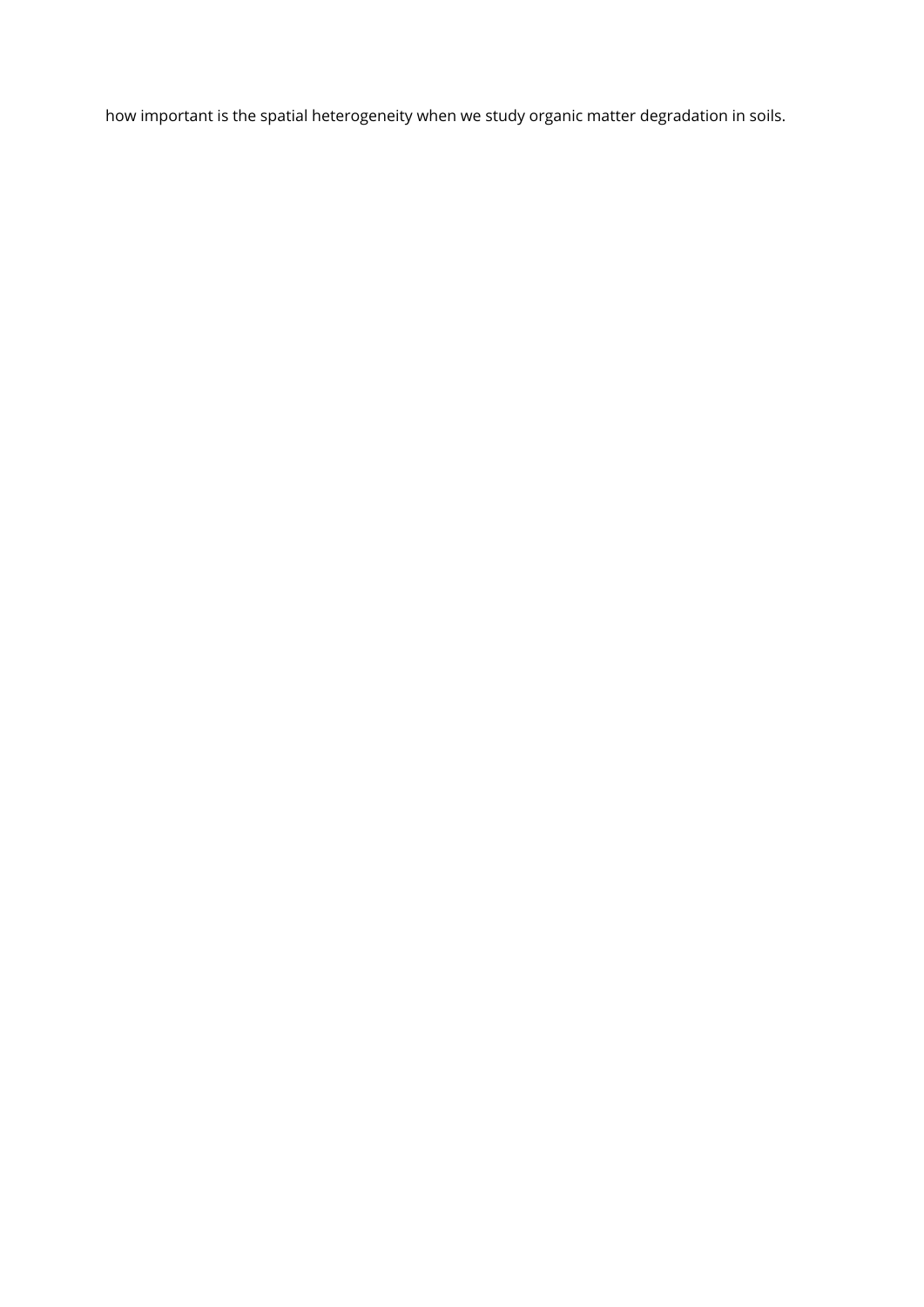how important is the spatial heterogeneity when we study organic matter degradation in soils.